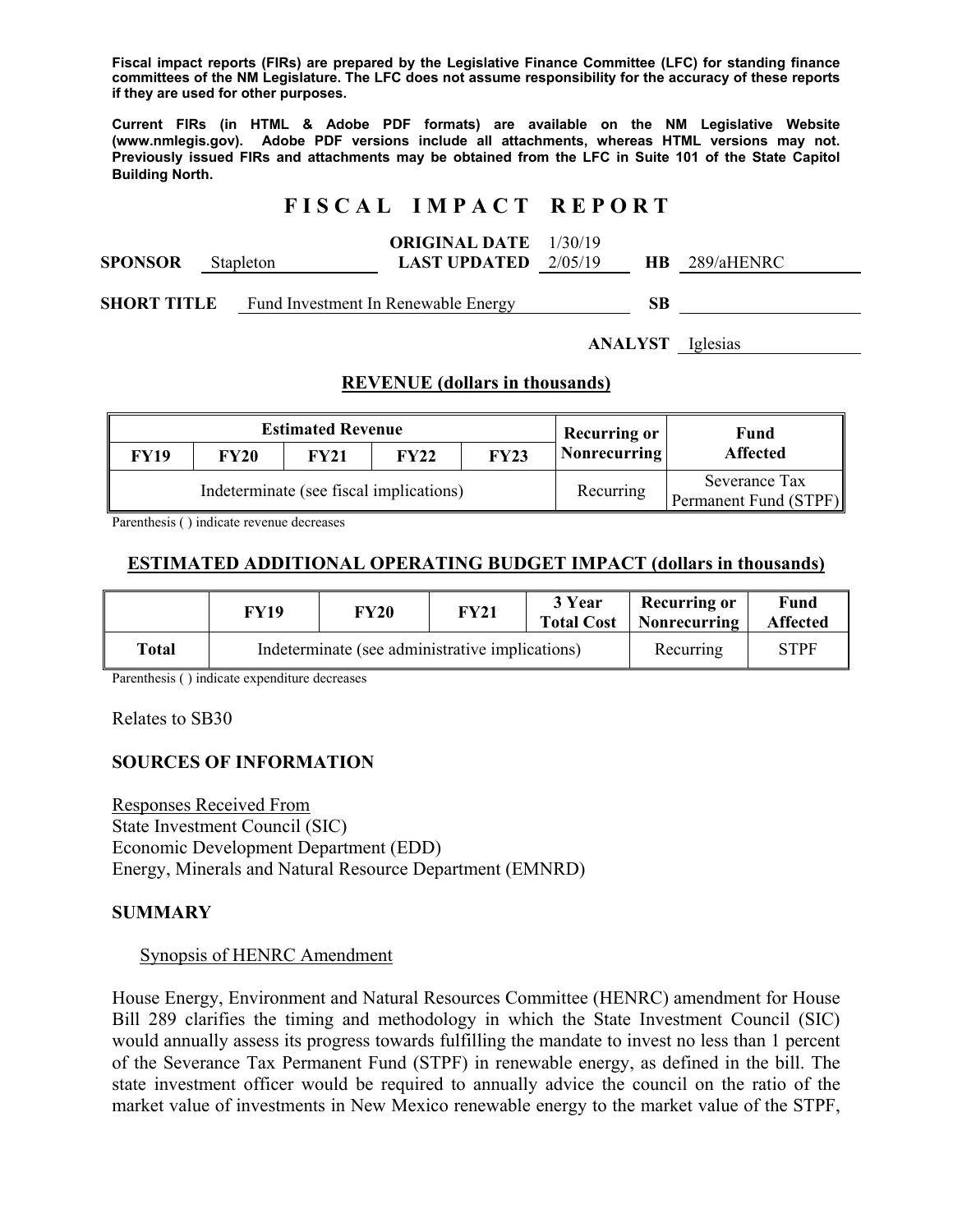**Fiscal impact reports (FIRs) are prepared by the Legislative Finance Committee (LFC) for standing finance committees of the NM Legislature. The LFC does not assume responsibility for the accuracy of these reports if they are used for other purposes.**

**Current FIRs (in HTML & Adobe PDF formats) are available on the NM Legislative Website (www.nmlegis.gov). Adobe PDF versions include all attachments, whereas HTML versions may not. Previously issued FIRs and attachments may be obtained from the LFC in Suite 101 of the State Capitol Building North.**

# F I S C A L   I M P A C T   R E P O R T

| | | | | | |
|---|---|---|---|---|---|
| **SPONSOR** | Stapleton | **ORIGINAL DATE** / **LAST UPDATED** | 1/30/19 / 2/05/19 | **HB** | 289/aHENRC |
| **SHORT TITLE** | Fund Investment In Renewable Energy | | | **SB** | |

**ANALYST** Iglesias

## REVENUE (dollars in thousands)

| Estimated Revenue | | | | | Recurring or Nonrecurring | Fund Affected |
|---|---|---|---|---|---|---|
| **FY19** | **FY20** | **FY21** | **FY22** | **FY23** | | |
| Indeterminate (see fiscal implications) | | | | | Recurring | Severance Tax Permanent Fund (STPF) |

Parenthesis ( ) indicate revenue decreases

## ESTIMATED ADDITIONAL OPERATING BUDGET IMPACT (dollars in thousands)

| | FY19 | FY20 | FY21 | 3 Year Total Cost | Recurring or Nonrecurring | Fund Affected |
|---|---|---|---|---|---|---|
| **Total** | Indeterminate (see administrative implications) | | | | Recurring | STPF |

Parenthesis ( ) indicate expenditure decreases

Relates to SB30

### SOURCES OF INFORMATION

Responses Received From
State Investment Council (SIC)
Economic Development Department (EDD)
Energy, Minerals and Natural Resource Department (EMNRD)

### SUMMARY

Synopsis of HENRC Amendment

House Energy, Environment and Natural Resources Committee (HENRC) amendment for House Bill 289 clarifies the timing and methodology in which the State Investment Council (SIC) would annually assess its progress towards fulfilling the mandate to invest no less than 1 percent of the Severance Tax Permanent Fund (STPF) in renewable energy, as defined in the bill. The state investment officer would be required to annually advice the council on the ratio of the market value of investments in New Mexico renewable energy to the market value of the STPF,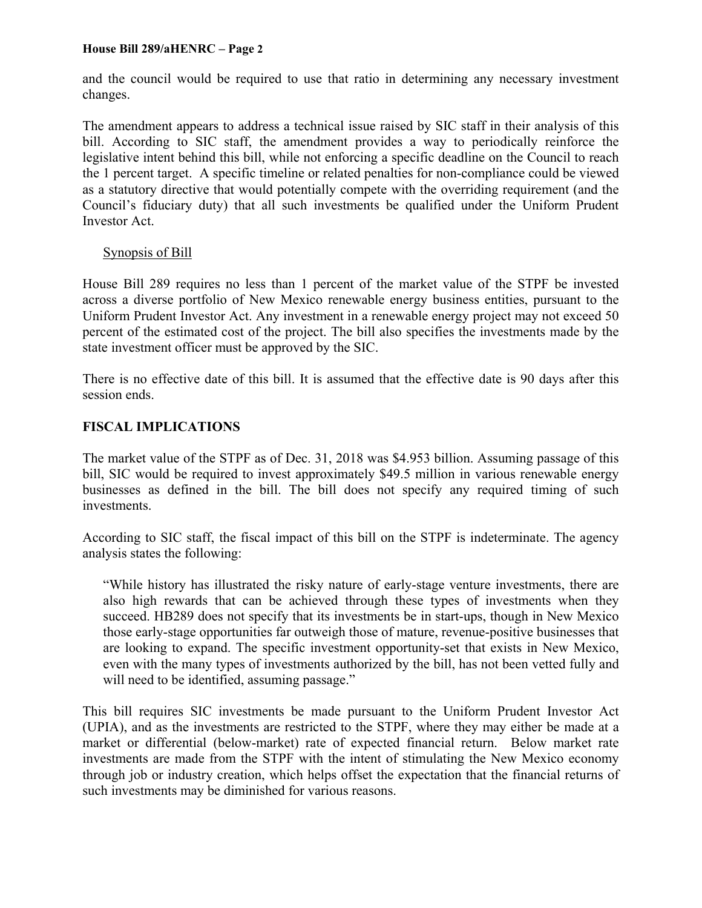and the council would be required to use that ratio in determining any necessary investment changes.

The amendment appears to address a technical issue raised by SIC staff in their analysis of this bill. According to SIC staff, the amendment provides a way to periodically reinforce the legislative intent behind this bill, while not enforcing a specific deadline on the Council to reach the 1 percent target. A specific timeline or related penalties for non-compliance could be viewed as a statutory directive that would potentially compete with the overriding requirement (and the Council's fiduciary duty) that all such investments be qualified under the Uniform Prudent Investor Act.

Synopsis of Bill

House Bill 289 requires no less than 1 percent of the market value of the STPF be invested across a diverse portfolio of New Mexico renewable energy business entities, pursuant to the Uniform Prudent Investor Act. Any investment in a renewable energy project may not exceed 50 percent of the estimated cost of the project. The bill also specifies the investments made by the state investment officer must be approved by the SIC.

There is no effective date of this bill. It is assumed that the effective date is 90 days after this session ends.

## FISCAL IMPLICATIONS

The market value of the STPF as of Dec. 31, 2018 was $4.953 billion. Assuming passage of this bill, SIC would be required to invest approximately $49.5 million in various renewable energy businesses as defined in the bill. The bill does not specify any required timing of such investments.

According to SIC staff, the fiscal impact of this bill on the STPF is indeterminate. The agency analysis states the following:

> "While history has illustrated the risky nature of early-stage venture investments, there are also high rewards that can be achieved through these types of investments when they succeed. HB289 does not specify that its investments be in start-ups, though in New Mexico those early-stage opportunities far outweigh those of mature, revenue-positive businesses that are looking to expand. The specific investment opportunity-set that exists in New Mexico, even with the many types of investments authorized by the bill, has not been vetted fully and will need to be identified, assuming passage."

This bill requires SIC investments be made pursuant to the Uniform Prudent Investor Act (UPIA), and as the investments are restricted to the STPF, where they may either be made at a market or differential (below-market) rate of expected financial return. Below market rate investments are made from the STPF with the intent of stimulating the New Mexico economy through job or industry creation, which helps offset the expectation that the financial returns of such investments may be diminished for various reasons.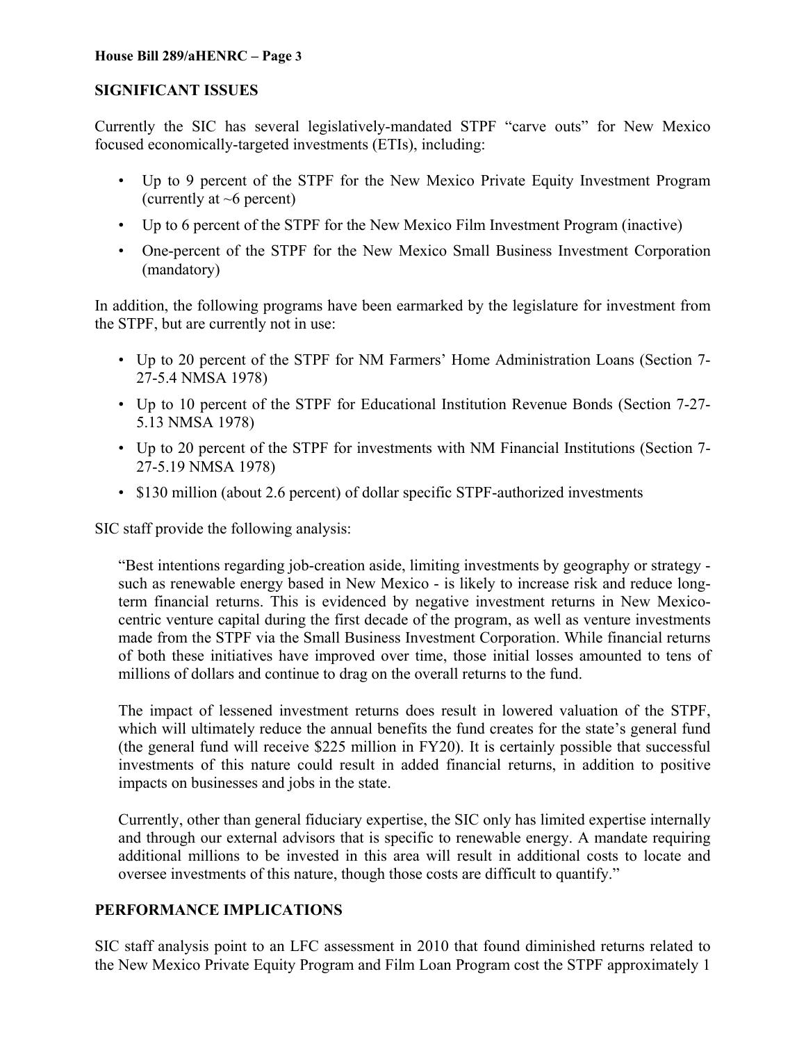## SIGNIFICANT ISSUES

Currently the SIC has several legislatively-mandated STPF "carve outs" for New Mexico focused economically-targeted investments (ETIs), including:

- Up to 9 percent of the STPF for the New Mexico Private Equity Investment Program (currently at ~6 percent)
- Up to 6 percent of the STPF for the New Mexico Film Investment Program (inactive)
- One-percent of the STPF for the New Mexico Small Business Investment Corporation (mandatory)

In addition, the following programs have been earmarked by the legislature for investment from the STPF, but are currently not in use:

- Up to 20 percent of the STPF for NM Farmers' Home Administration Loans (Section 7-27-5.4 NMSA 1978)
- Up to 10 percent of the STPF for Educational Institution Revenue Bonds (Section 7-27-5.13 NMSA 1978)
- Up to 20 percent of the STPF for investments with NM Financial Institutions (Section 7-27-5.19 NMSA 1978)
- $130 million (about 2.6 percent) of dollar specific STPF-authorized investments

SIC staff provide the following analysis:

> "Best intentions regarding job-creation aside, limiting investments by geography or strategy - such as renewable energy based in New Mexico - is likely to increase risk and reduce long-term financial returns. This is evidenced by negative investment returns in New Mexico-centric venture capital during the first decade of the program, as well as venture investments made from the STPF via the Small Business Investment Corporation. While financial returns of both these initiatives have improved over time, those initial losses amounted to tens of millions of dollars and continue to drag on the overall returns to the fund.
>
> The impact of lessened investment returns does result in lowered valuation of the STPF, which will ultimately reduce the annual benefits the fund creates for the state's general fund (the general fund will receive $225 million in FY20). It is certainly possible that successful investments of this nature could result in added financial returns, in addition to positive impacts on businesses and jobs in the state.
>
> Currently, other than general fiduciary expertise, the SIC only has limited expertise internally and through our external advisors that is specific to renewable energy. A mandate requiring additional millions to be invested in this area will result in additional costs to locate and oversee investments of this nature, though those costs are difficult to quantify."

## PERFORMANCE IMPLICATIONS

SIC staff analysis point to an LFC assessment in 2010 that found diminished returns related to the New Mexico Private Equity Program and Film Loan Program cost the STPF approximately 1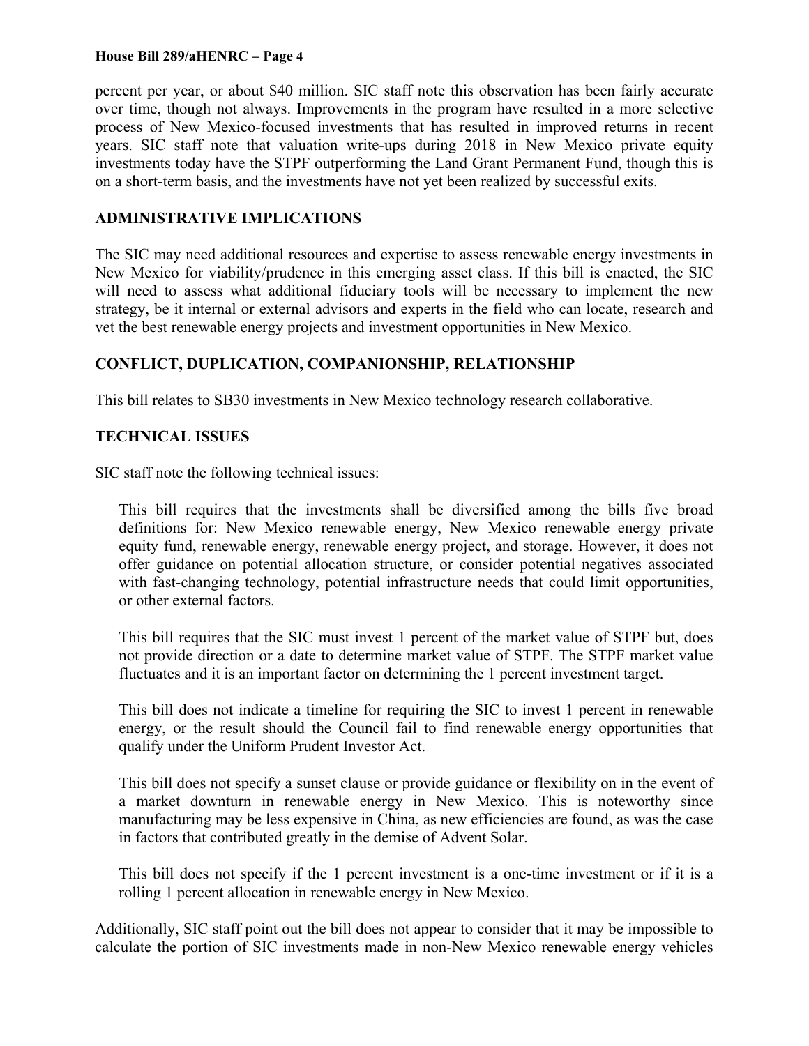percent per year, or about $40 million. SIC staff note this observation has been fairly accurate over time, though not always. Improvements in the program have resulted in a more selective process of New Mexico-focused investments that has resulted in improved returns in recent years. SIC staff note that valuation write-ups during 2018 in New Mexico private equity investments today have the STPF outperforming the Land Grant Permanent Fund, though this is on a short-term basis, and the investments have not yet been realized by successful exits.

**ADMINISTRATIVE IMPLICATIONS**

The SIC may need additional resources and expertise to assess renewable energy investments in New Mexico for viability/prudence in this emerging asset class. If this bill is enacted, the SIC will need to assess what additional fiduciary tools will be necessary to implement the new strategy, be it internal or external advisors and experts in the field who can locate, research and vet the best renewable energy projects and investment opportunities in New Mexico.

**CONFLICT, DUPLICATION, COMPANIONSHIP, RELATIONSHIP**

This bill relates to SB30 investments in New Mexico technology research collaborative.

**TECHNICAL ISSUES**

SIC staff note the following technical issues:

This bill requires that the investments shall be diversified among the bills five broad definitions for: New Mexico renewable energy, New Mexico renewable energy private equity fund, renewable energy, renewable energy project, and storage. However, it does not offer guidance on potential allocation structure, or consider potential negatives associated with fast-changing technology, potential infrastructure needs that could limit opportunities, or other external factors.

This bill requires that the SIC must invest 1 percent of the market value of STPF but, does not provide direction or a date to determine market value of STPF. The STPF market value fluctuates and it is an important factor on determining the 1 percent investment target.

This bill does not indicate a timeline for requiring the SIC to invest 1 percent in renewable energy, or the result should the Council fail to find renewable energy opportunities that qualify under the Uniform Prudent Investor Act.

This bill does not specify a sunset clause or provide guidance or flexibility on in the event of a market downturn in renewable energy in New Mexico. This is noteworthy since manufacturing may be less expensive in China, as new efficiencies are found, as was the case in factors that contributed greatly in the demise of Advent Solar.

This bill does not specify if the 1 percent investment is a one-time investment or if it is a rolling 1 percent allocation in renewable energy in New Mexico.

Additionally, SIC staff point out the bill does not appear to consider that it may be impossible to calculate the portion of SIC investments made in non-New Mexico renewable energy vehicles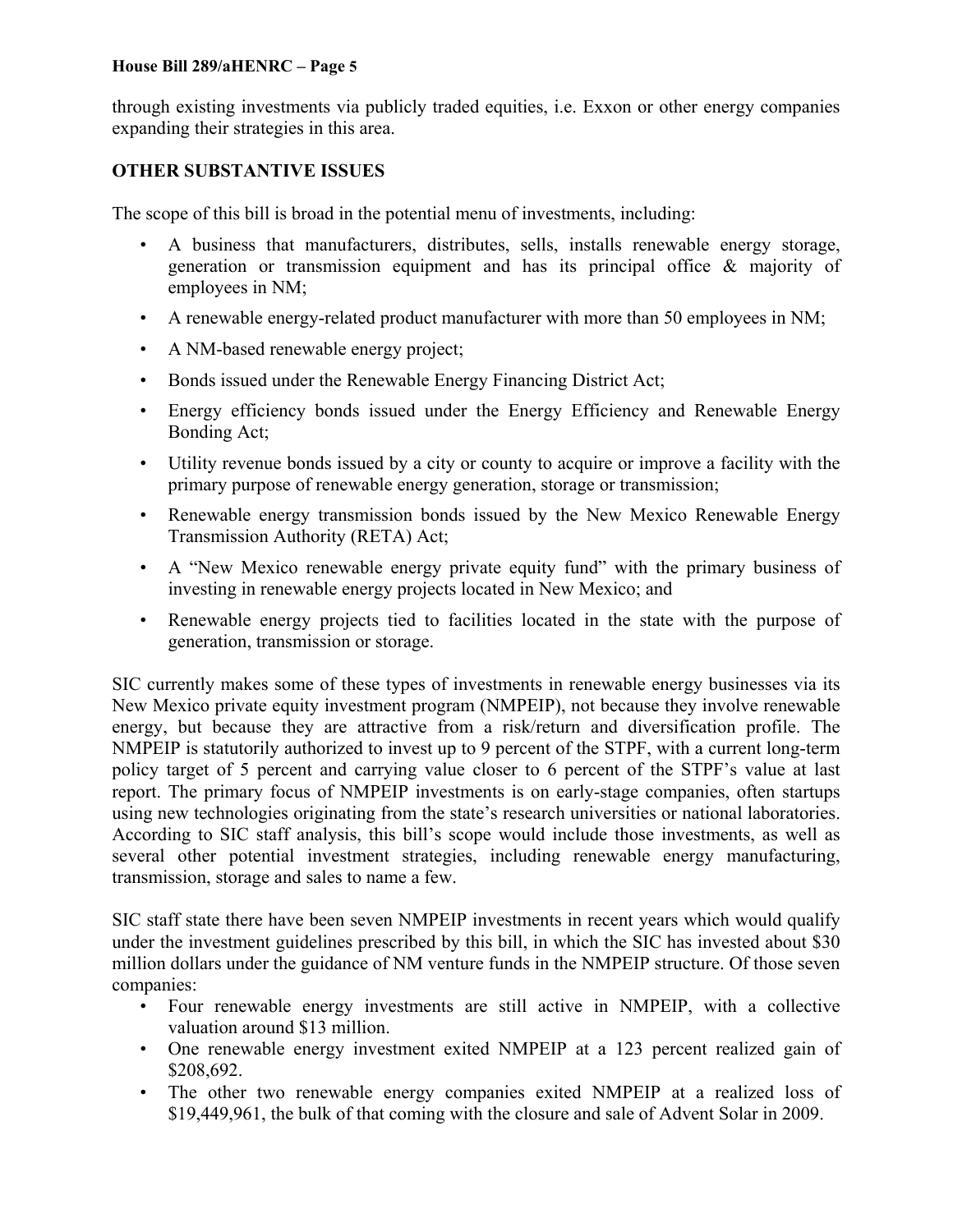through existing investments via publicly traded equities, i.e. Exxon or other energy companies expanding their strategies in this area.

## OTHER SUBSTANTIVE ISSUES

The scope of this bill is broad in the potential menu of investments, including:

- A business that manufacturers, distributes, sells, installs renewable energy storage, generation or transmission equipment and has its principal office & majority of employees in NM;
- A renewable energy-related product manufacturer with more than 50 employees in NM;
- A NM-based renewable energy project;
- Bonds issued under the Renewable Energy Financing District Act;
- Energy efficiency bonds issued under the Energy Efficiency and Renewable Energy Bonding Act;
- Utility revenue bonds issued by a city or county to acquire or improve a facility with the primary purpose of renewable energy generation, storage or transmission;
- Renewable energy transmission bonds issued by the New Mexico Renewable Energy Transmission Authority (RETA) Act;
- A "New Mexico renewable energy private equity fund" with the primary business of investing in renewable energy projects located in New Mexico; and
- Renewable energy projects tied to facilities located in the state with the purpose of generation, transmission or storage.

SIC currently makes some of these types of investments in renewable energy businesses via its New Mexico private equity investment program (NMPEIP), not because they involve renewable energy, but because they are attractive from a risk/return and diversification profile. The NMPEIP is statutorily authorized to invest up to 9 percent of the STPF, with a current long-term policy target of 5 percent and carrying value closer to 6 percent of the STPF's value at last report. The primary focus of NMPEIP investments is on early-stage companies, often startups using new technologies originating from the state's research universities or national laboratories. According to SIC staff analysis, this bill's scope would include those investments, as well as several other potential investment strategies, including renewable energy manufacturing, transmission, storage and sales to name a few.

SIC staff state there have been seven NMPEIP investments in recent years which would qualify under the investment guidelines prescribed by this bill, in which the SIC has invested about $30 million dollars under the guidance of NM venture funds in the NMPEIP structure. Of those seven companies:

- Four renewable energy investments are still active in NMPEIP, with a collective valuation around $13 million.
- One renewable energy investment exited NMPEIP at a 123 percent realized gain of $208,692.
- The other two renewable energy companies exited NMPEIP at a realized loss of $19,449,961, the bulk of that coming with the closure and sale of Advent Solar in 2009.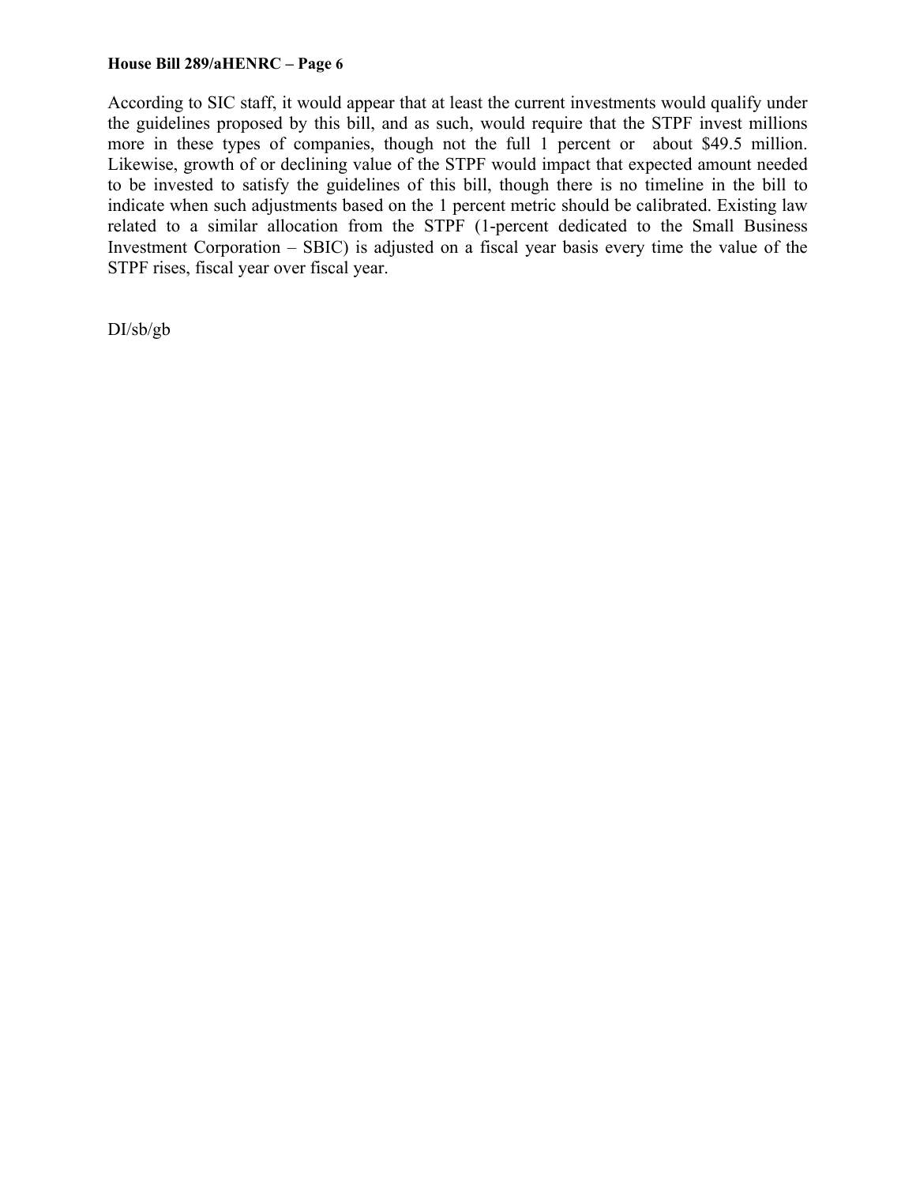According to SIC staff, it would appear that at least the current investments would qualify under the guidelines proposed by this bill, and as such, would require that the STPF invest millions more in these types of companies, though not the full 1 percent or about $49.5 million. Likewise, growth of or declining value of the STPF would impact that expected amount needed to be invested to satisfy the guidelines of this bill, though there is no timeline in the bill to indicate when such adjustments based on the 1 percent metric should be calibrated. Existing law related to a similar allocation from the STPF (1-percent dedicated to the Small Business Investment Corporation – SBIC) is adjusted on a fiscal year basis every time the value of the STPF rises, fiscal year over fiscal year.

DI/sb/gb